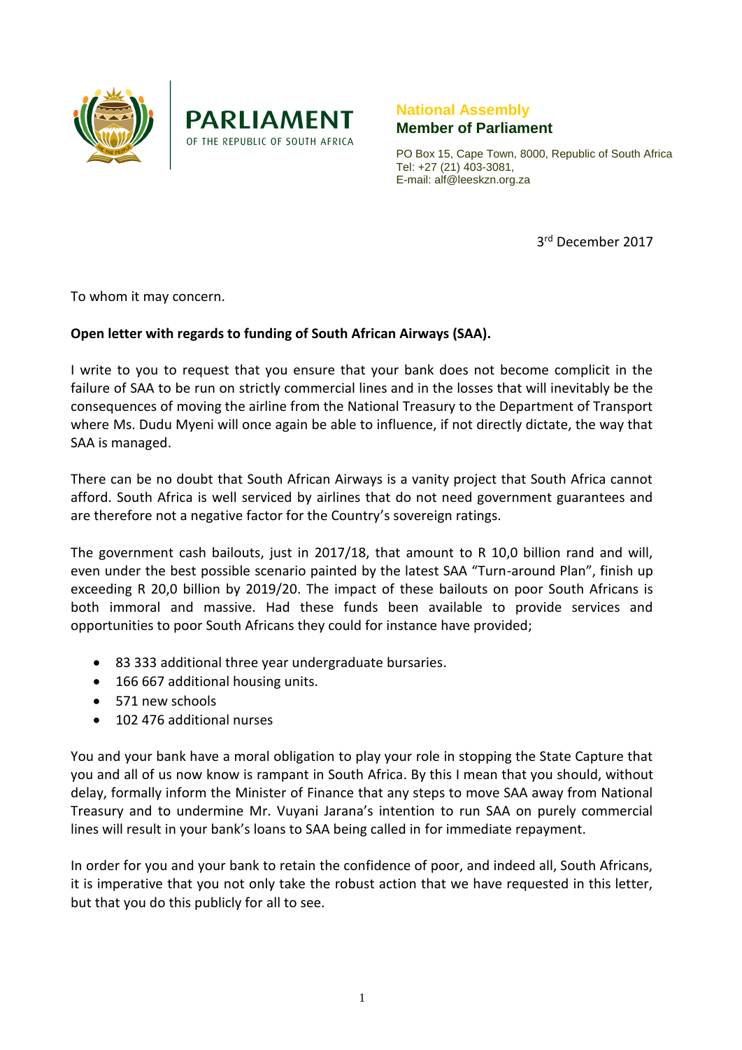PARLIAMENT
OF THE REPUBLIC OF SOUTH AFRICA

**National Assembly**
**Member of Parliament**

PO Box 15, Cape Town, 8000, Republic of South Africa
Tel: +27 (21) 403-3081,
E-mail: alf@leeskzn.org.za

3rd December 2017

To whom it may concern.

**Open letter with regards to funding of South African Airways (SAA).**

I write to you to request that you ensure that your bank does not become complicit in the failure of SAA to be run on strictly commercial lines and in the losses that will inevitably be the consequences of moving the airline from the National Treasury to the Department of Transport where Ms. Dudu Myeni will once again be able to influence, if not directly dictate, the way that SAA is managed.

There can be no doubt that South African Airways is a vanity project that South Africa cannot afford. South Africa is well serviced by airlines that do not need government guarantees and are therefore not a negative factor for the Country's sovereign ratings.

The government cash bailouts, just in 2017/18, that amount to R 10,0 billion rand and will, even under the best possible scenario painted by the latest SAA "Turn-around Plan", finish up exceeding R 20,0 billion by 2019/20. The impact of these bailouts on poor South Africans is both immoral and massive. Had these funds been available to provide services and opportunities to poor South Africans they could for instance have provided;

- 83 333 additional three year undergraduate bursaries.
- 166 667 additional housing units.
- 571 new schools
- 102 476 additional nurses

You and your bank have a moral obligation to play your role in stopping the State Capture that you and all of us now know is rampant in South Africa. By this I mean that you should, without delay, formally inform the Minister of Finance that any steps to move SAA away from National Treasury and to undermine Mr. Vuyani Jarana's intention to run SAA on purely commercial lines will result in your bank's loans to SAA being called in for immediate repayment.

In order for you and your bank to retain the confidence of poor, and indeed all, South Africans, it is imperative that you not only take the robust action that we have requested in this letter, but that you do this publicly for all to see.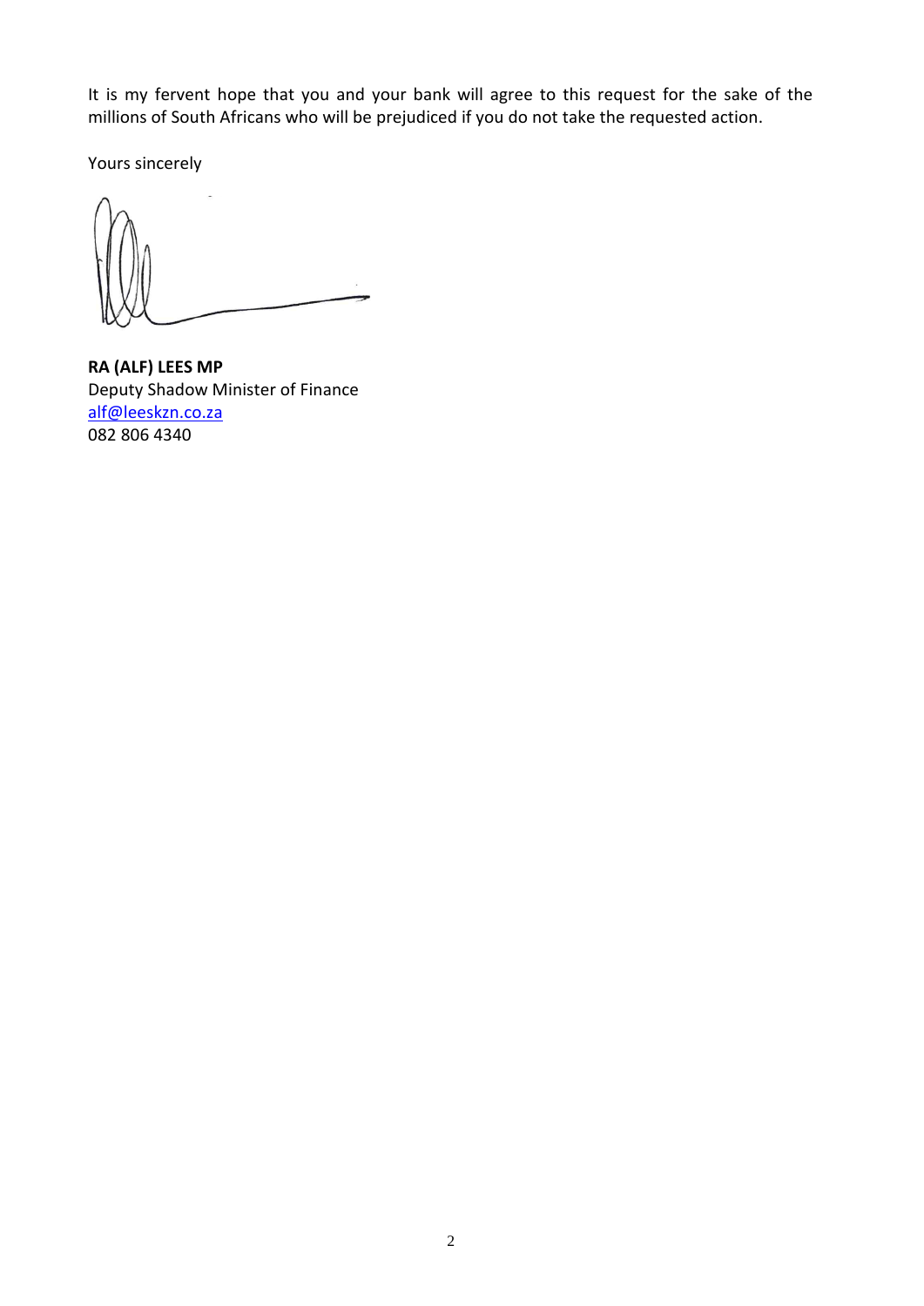It is my fervent hope that you and your bank will agree to this request for the sake of the millions of South Africans who will be prejudiced if you do not take the requested action.

Yours sincerely

**RA (ALF) LEES MP**
Deputy Shadow Minister of Finance
alf@leeskzn.co.za
082 806 4340